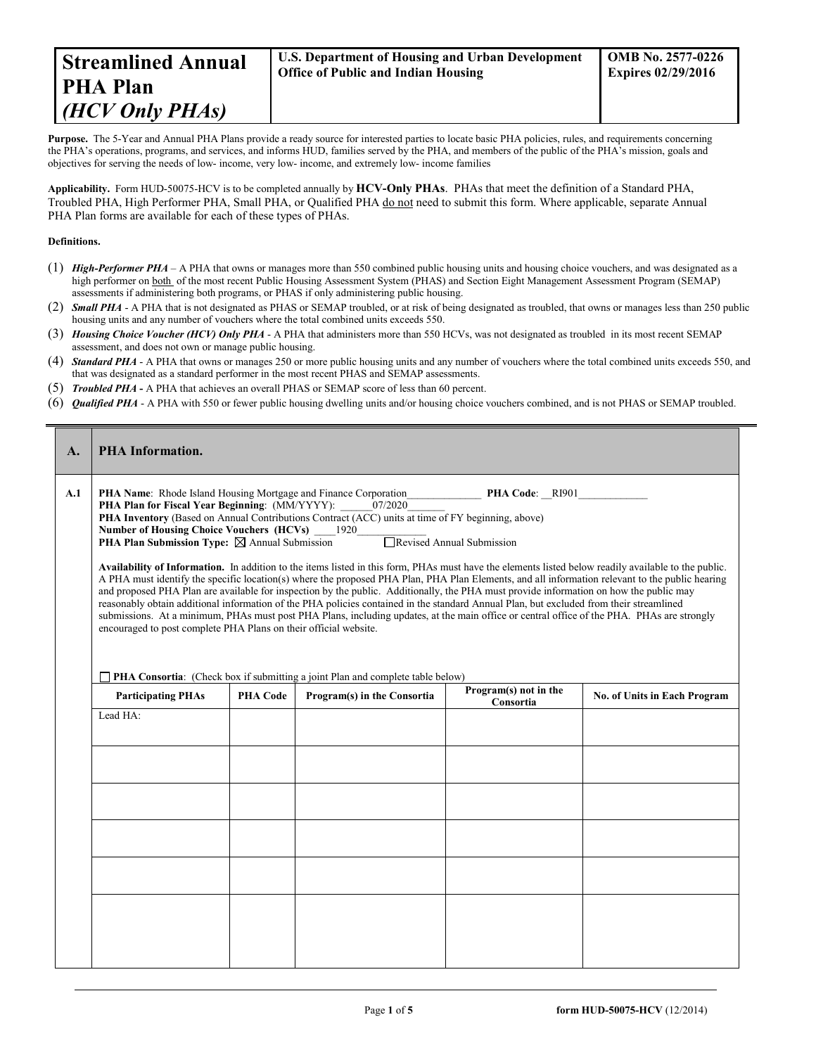| **Streamlined Annual PHA Plan** ***(HCV Only PHAs)*** | **U.S. Department of Housing and Urban Development Office of Public and Indian Housing** | **OMB No. 2577-0226 Expires 02/29/2016** |
|---|---|---|

**Purpose.** The 5-Year and Annual PHA Plans provide a ready source for interested parties to locate basic PHA policies, rules, and requirements concerning the PHA's operations, programs, and services, and informs HUD, families served by the PHA, and members of the public of the PHA's mission, goals and objectives for serving the needs of low- income, very low- income, and extremely low- income families

**Applicability.** Form HUD-50075-HCV is to be completed annually by **HCV-Only PHAs**. PHAs that meet the definition of a Standard PHA, Troubled PHA, High Performer PHA, Small PHA, or Qualified PHA do not need to submit this form. Where applicable, separate Annual PHA Plan forms are available for each of these types of PHAs.

**Definitions.**

(1) ***High-Performer PHA*** – A PHA that owns or manages more than 550 combined public housing units and housing choice vouchers, and was designated as a high performer on both of the most recent Public Housing Assessment System (PHAS) and Section Eight Management Assessment Program (SEMAP) assessments if administering both programs, or PHAS if only administering public housing.

(2) ***Small PHA*** - A PHA that is not designated as PHAS or SEMAP troubled, or at risk of being designated as troubled, that owns or manages less than 250 public housing units and any number of vouchers where the total combined units exceeds 550.

(3) ***Housing Choice Voucher (HCV) Only PHA*** - A PHA that administers more than 550 HCVs, was not designated as troubled in its most recent SEMAP assessment, and does not own or manage public housing.

(4) ***Standard PHA*** - A PHA that owns or manages 250 or more public housing units and any number of vouchers where the total combined units exceeds 550, and that was designated as a standard performer in the most recent PHAS and SEMAP assessments.

(5) ***Troubled PHA*** **-** A PHA that achieves an overall PHAS or SEMAP score of less than 60 percent.

(6) ***Qualified PHA*** - A PHA with 550 or fewer public housing dwelling units and/or housing choice vouchers combined, and is not PHAS or SEMAP troubled.

## A. PHA Information.

**A.1**

**PHA Name**: Rhode Island Housing Mortgage and Finance Corporation **PHA Code**: RI901

**PHA Plan for Fiscal Year Beginning**: (MM/YYYY): 07/2020

**PHA Inventory** (Based on Annual Contributions Contract (ACC) units at time of FY beginning, above)

**Number of Housing Choice Vouchers (HCVs)** 1920

**PHA Plan Submission Type:** ☒ Annual Submission ☐ Revised Annual Submission

**Availability of Information.** In addition to the items listed in this form, PHAs must have the elements listed below readily available to the public. A PHA must identify the specific location(s) where the proposed PHA Plan, PHA Plan Elements, and all information relevant to the public hearing and proposed PHA Plan are available for inspection by the public. Additionally, the PHA must provide information on how the public may reasonably obtain additional information of the PHA policies contained in the standard Annual Plan, but excluded from their streamlined submissions. At a minimum, PHAs must post PHA Plans, including updates, at the main office or central office of the PHA. PHAs are strongly encouraged to post complete PHA Plans on their official website.

☐ **PHA Consortia**: (Check box if submitting a joint Plan and complete table below)

| Participating PHAs | PHA Code | Program(s) in the Consortia | Program(s) not in the Consortia | No. of Units in Each Program |
|---|---|---|---|---|
| Lead HA: | | | | |
| | | | | |
| | | | | |
| | | | | |
| | | | | |
| | | | | |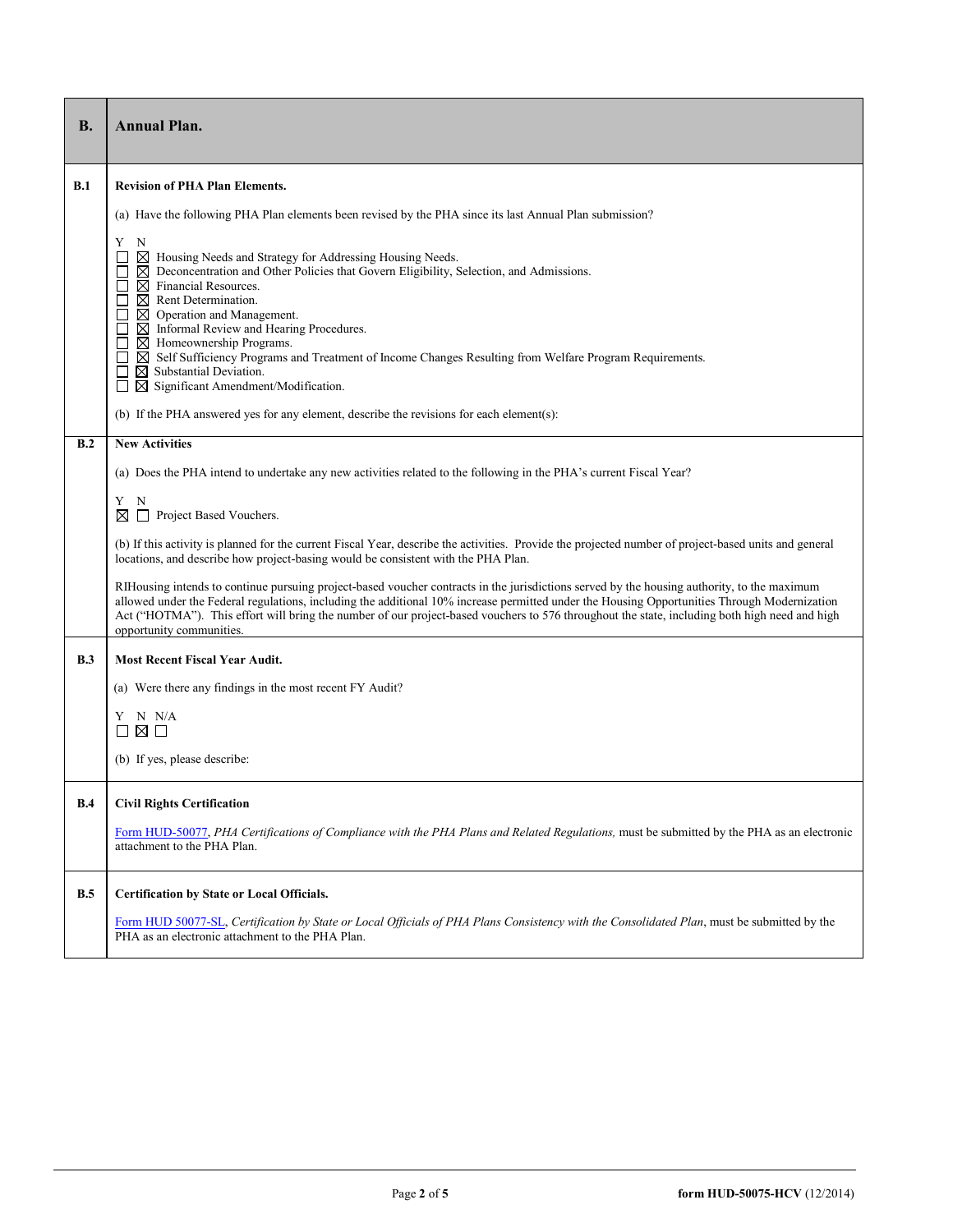| B. | Annual Plan. |
|---|---|

**B.1 Revision of PHA Plan Elements.**

(a) Have the following PHA Plan elements been revised by the PHA since its last Annual Plan submission?

Y N
☐ ☒ Housing Needs and Strategy for Addressing Housing Needs.
☐ ☒ Deconcentration and Other Policies that Govern Eligibility, Selection, and Admissions.
☐ ☒ Financial Resources.
☐ ☒ Rent Determination.
☐ ☒ Operation and Management.
☐ ☒ Informal Review and Hearing Procedures.
☐ ☒ Homeownership Programs.
☐ ☒ Self Sufficiency Programs and Treatment of Income Changes Resulting from Welfare Program Requirements.
☐ ☒ Substantial Deviation.
☐ ☒ Significant Amendment/Modification.

(b) If the PHA answered yes for any element, describe the revisions for each element(s):

**B.2 New Activities**

(a) Does the PHA intend to undertake any new activities related to the following in the PHA's current Fiscal Year?

Y N
☒ ☐ Project Based Vouchers.

(b) If this activity is planned for the current Fiscal Year, describe the activities. Provide the projected number of project-based units and general locations, and describe how project-basing would be consistent with the PHA Plan.

RIHousing intends to continue pursuing project-based voucher contracts in the jurisdictions served by the housing authority, to the maximum allowed under the Federal regulations, including the additional 10% increase permitted under the Housing Opportunities Through Modernization Act ("HOTMA"). This effort will bring the number of our project-based vouchers to 576 throughout the state, including both high need and high opportunity communities.

**B.3 Most Recent Fiscal Year Audit.**

(a) Were there any findings in the most recent FY Audit?

Y N N/A
☐ ☒ ☐

(b) If yes, please describe:

**B.4 Civil Rights Certification**

Form HUD-50077, *PHA Certifications of Compliance with the PHA Plans and Related Regulations,* must be submitted by the PHA as an electronic attachment to the PHA Plan.

**B.5 Certification by State or Local Officials.**

Form HUD 50077-SL, *Certification by State or Local Officials of PHA Plans Consistency with the Consolidated Plan*, must be submitted by the PHA as an electronic attachment to the PHA Plan.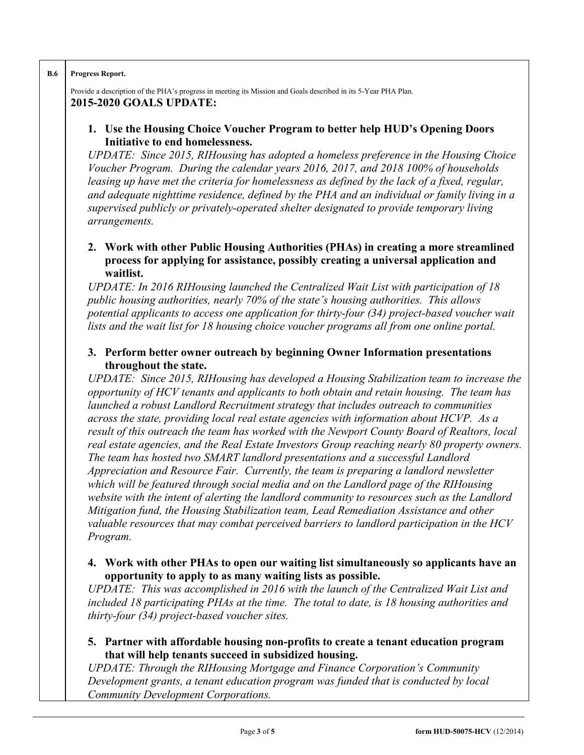**B.6** **Progress Report.**

Provide a description of the PHA's progress in meeting its Mission and Goals described in its 5-Year PHA Plan.

**2015-2020 GOALS UPDATE:**

1. **Use the Housing Choice Voucher Program to better help HUD's Opening Doors Initiative to end homelessness.**
   *UPDATE: Since 2015, RIHousing has adopted a homeless preference in the Housing Choice Voucher Program. During the calendar years 2016, 2017, and 2018 100% of households leasing up have met the criteria for homelessness as defined by the lack of a fixed, regular, and adequate nighttime residence, defined by the PHA and an individual or family living in a supervised publicly or privately-operated shelter designated to provide temporary living arrangements.*

2. **Work with other Public Housing Authorities (PHAs) in creating a more streamlined process for applying for assistance, possibly creating a universal application and waitlist.**
   *UPDATE: In 2016 RIHousing launched the Centralized Wait List with participation of 18 public housing authorities, nearly 70% of the state's housing authorities. This allows potential applicants to access one application for thirty-four (34) project-based voucher wait lists and the wait list for 18 housing choice voucher programs all from one online portal.*

3. **Perform better owner outreach by beginning Owner Information presentations throughout the state.**
   *UPDATE: Since 2015, RIHousing has developed a Housing Stabilization team to increase the opportunity of HCV tenants and applicants to both obtain and retain housing. The team has launched a robust Landlord Recruitment strategy that includes outreach to communities across the state, providing local real estate agencies with information about HCVP. As a result of this outreach the team has worked with the Newport County Board of Realtors, local real estate agencies, and the Real Estate Investors Group reaching nearly 80 property owners. The team has hosted two SMART landlord presentations and a successful Landlord Appreciation and Resource Fair. Currently, the team is preparing a landlord newsletter which will be featured through social media and on the Landlord page of the RIHousing website with the intent of alerting the landlord community to resources such as the Landlord Mitigation fund, the Housing Stabilization team, Lead Remediation Assistance and other valuable resources that may combat perceived barriers to landlord participation in the HCV Program.*

4. **Work with other PHAs to open our waiting list simultaneously so applicants have an opportunity to apply to as many waiting lists as possible.**
   *UPDATE: This was accomplished in 2016 with the launch of the Centralized Wait List and included 18 participating PHAs at the time. The total to date, is 18 housing authorities and thirty-four (34) project-based voucher sites.*

5. **Partner with affordable housing non-profits to create a tenant education program that will help tenants succeed in subsidized housing.**
   *UPDATE: Through the RIHousing Mortgage and Finance Corporation's Community Development grants, a tenant education program was funded that is conducted by local Community Development Corporations.*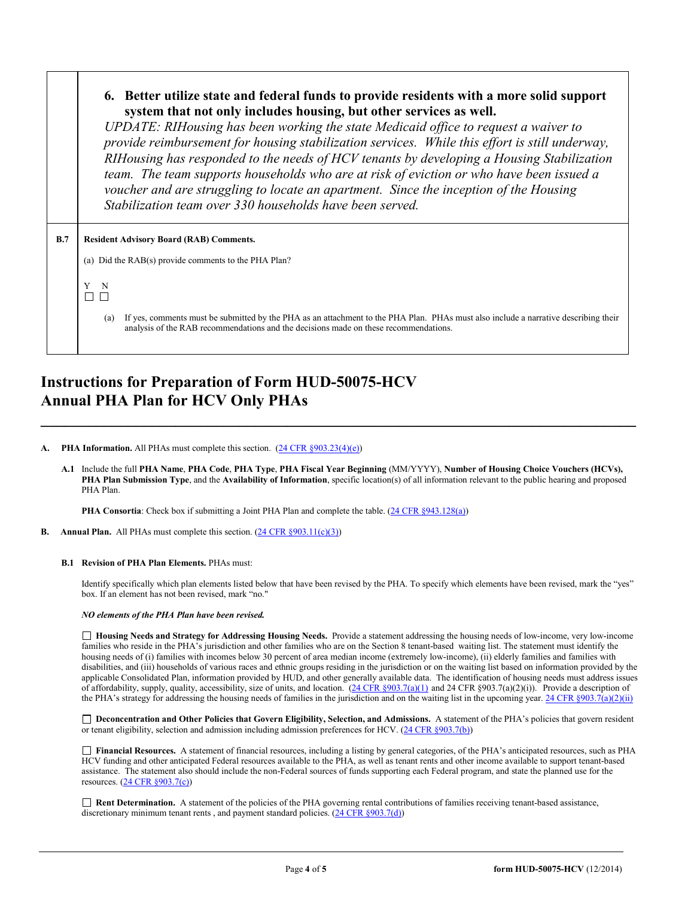| | |
|---|---|
| | **6. Better utilize state and federal funds to provide residents with a more solid support system that not only includes housing, but other services as well.** *UPDATE: RIHousing has been working the state Medicaid office to request a waiver to provide reimbursement for housing stabilization services. While this effort is still underway, RIHousing has responded to the needs of HCV tenants by developing a Housing Stabilization team. The team supports households who are at risk of eviction or who have been issued a voucher and are struggling to locate an apartment. Since the inception of the Housing Stabilization team over 330 households have been served.* |
| **B.7** | **Resident Advisory Board (RAB) Comments.**<br><br>(a) Did the RAB(s) provide comments to the PHA Plan?<br><br>Y N<br>☐ ☐<br><br>(a) If yes, comments must be submitted by the PHA as an attachment to the PHA Plan. PHAs must also include a narrative describing their analysis of the RAB recommendations and the decisions made on these recommendations. |

# Instructions for Preparation of Form HUD-50075-HCV Annual PHA Plan for HCV Only PHAs

**A. PHA Information.** All PHAs must complete this section. (24 CFR §903.23(4)(e))

**A.1** Include the full **PHA Name**, **PHA Code**, **PHA Type**, **PHA Fiscal Year Beginning** (MM/YYYY), **Number of Housing Choice Vouchers (HCVs), PHA Plan Submission Type**, and the **Availability of Information**, specific location(s) of all information relevant to the public hearing and proposed PHA Plan.

**PHA Consortia**: Check box if submitting a Joint PHA Plan and complete the table. (24 CFR §943.128(a))

**B. Annual Plan.** All PHAs must complete this section. (24 CFR §903.11(c)(3))

**B.1 Revision of PHA Plan Elements.** PHAs must:

Identify specifically which plan elements listed below that have been revised by the PHA. To specify which elements have been revised, mark the "yes" box. If an element has not been revised, mark "no."

***NO elements of the PHA Plan have been revised.***

☐ **Housing Needs and Strategy for Addressing Housing Needs.** Provide a statement addressing the housing needs of low-income, very low-income families who reside in the PHA's jurisdiction and other families who are on the Section 8 tenant-based waiting list. The statement must identify the housing needs of (i) families with incomes below 30 percent of area median income (extremely low-income), (ii) elderly families and families with disabilities, and (iii) households of various races and ethnic groups residing in the jurisdiction or on the waiting list based on information provided by the applicable Consolidated Plan, information provided by HUD, and other generally available data. The identification of housing needs must address issues of affordability, supply, quality, accessibility, size of units, and location. (24 CFR §903.7(a)(1) and 24 CFR §903.7(a)(2)(i)). Provide a description of the PHA's strategy for addressing the housing needs of families in the jurisdiction and on the waiting list in the upcoming year. 24 CFR §903.7(a)(2)(ii)

☐ **Deconcentration and Other Policies that Govern Eligibility, Selection, and Admissions.** A statement of the PHA's policies that govern resident or tenant eligibility, selection and admission including admission preferences for HCV. (24 CFR §903.7(b))

☐ **Financial Resources.** A statement of financial resources, including a listing by general categories, of the PHA's anticipated resources, such as PHA HCV funding and other anticipated Federal resources available to the PHA, as well as tenant rents and other income available to support tenant-based assistance. The statement also should include the non-Federal sources of funds supporting each Federal program, and state the planned use for the resources. (24 CFR §903.7(c))

☐ **Rent Determination.** A statement of the policies of the PHA governing rental contributions of families receiving tenant-based assistance, discretionary minimum tenant rents , and payment standard policies. (24 CFR §903.7(d))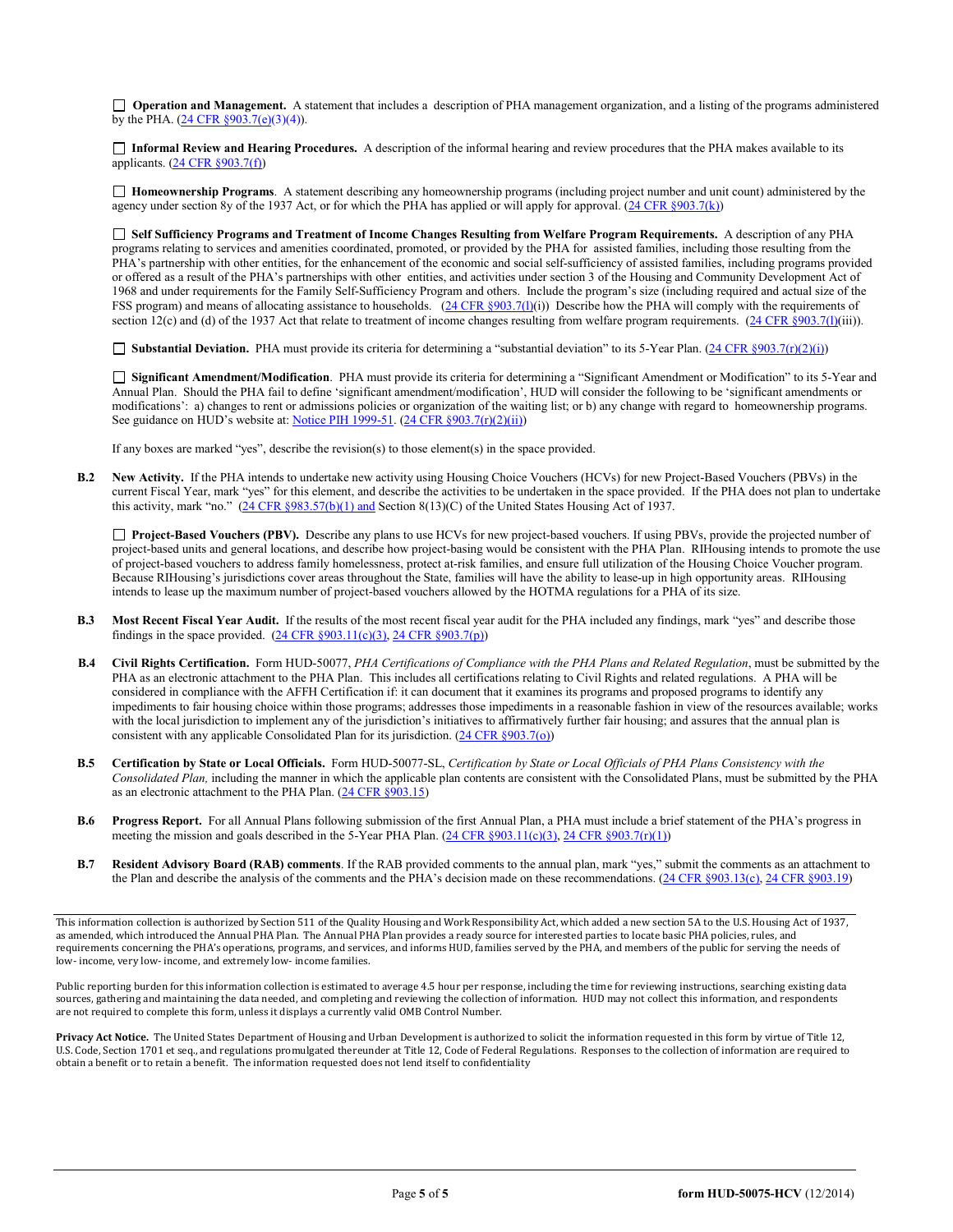☐ **Operation and Management.** A statement that includes a description of PHA management organization, and a listing of the programs administered by the PHA. (24 CFR §903.7(e)(3)(4)).

☐ **Informal Review and Hearing Procedures.** A description of the informal hearing and review procedures that the PHA makes available to its applicants. (24 CFR §903.7(f))

☐ **Homeownership Programs**. A statement describing any homeownership programs (including project number and unit count) administered by the agency under section 8y of the 1937 Act, or for which the PHA has applied or will apply for approval. (24 CFR §903.7(k))

☐ **Self Sufficiency Programs and Treatment of Income Changes Resulting from Welfare Program Requirements.** A description of any PHA programs relating to services and amenities coordinated, promoted, or provided by the PHA for assisted families, including those resulting from the PHA's partnership with other entities, for the enhancement of the economic and social self-sufficiency of assisted families, including programs provided or offered as a result of the PHA's partnerships with other entities, and activities under section 3 of the Housing and Community Development Act of 1968 and under requirements for the Family Self-Sufficiency Program and others. Include the program's size (including required and actual size of the FSS program) and means of allocating assistance to households. (24 CFR §903.7(l)(i)) Describe how the PHA will comply with the requirements of section 12(c) and (d) of the 1937 Act that relate to treatment of income changes resulting from welfare program requirements. (24 CFR §903.7(l)(iii)).

☐ **Substantial Deviation.** PHA must provide its criteria for determining a "substantial deviation" to its 5-Year Plan. (24 CFR §903.7(r)(2)(i))

☐ **Significant Amendment/Modification**. PHA must provide its criteria for determining a "Significant Amendment or Modification" to its 5-Year and Annual Plan. Should the PHA fail to define 'significant amendment/modification', HUD will consider the following to be 'significant amendments or modifications': a) changes to rent or admissions policies or organization of the waiting list; or b) any change with regard to homeownership programs. See guidance on HUD's website at: Notice PIH 1999-51. (24 CFR §903.7(r)(2)(ii))

If any boxes are marked "yes", describe the revision(s) to those element(s) in the space provided.

**B.2 New Activity.** If the PHA intends to undertake new activity using Housing Choice Vouchers (HCVs) for new Project-Based Vouchers (PBVs) in the current Fiscal Year, mark "yes" for this element, and describe the activities to be undertaken in the space provided. If the PHA does not plan to undertake this activity, mark "no." (24 CFR §983.57(b)(1) and Section 8(13)(C) of the United States Housing Act of 1937.

☐ **Project-Based Vouchers (PBV).** Describe any plans to use HCVs for new project-based vouchers. If using PBVs, provide the projected number of project-based units and general locations, and describe how project-basing would be consistent with the PHA Plan. RIHousing intends to promote the use of project-based vouchers to address family homelessness, protect at-risk families, and ensure full utilization of the Housing Choice Voucher program. Because RIHousing's jurisdictions cover areas throughout the State, families will have the ability to lease-up in high opportunity areas. RIHousing intends to lease up the maximum number of project-based vouchers allowed by the HOTMA regulations for a PHA of its size.

**B.3 Most Recent Fiscal Year Audit.** If the results of the most recent fiscal year audit for the PHA included any findings, mark "yes" and describe those findings in the space provided. (24 CFR §903.11(c)(3), 24 CFR §903.7(p))

**B.4 Civil Rights Certification.** Form HUD-50077, *PHA Certifications of Compliance with the PHA Plans and Related Regulation*, must be submitted by the PHA as an electronic attachment to the PHA Plan. This includes all certifications relating to Civil Rights and related regulations. A PHA will be considered in compliance with the AFFH Certification if: it can document that it examines its programs and proposed programs to identify any impediments to fair housing choice within those programs; addresses those impediments in a reasonable fashion in view of the resources available; works with the local jurisdiction to implement any of the jurisdiction's initiatives to affirmatively further fair housing; and assures that the annual plan is consistent with any applicable Consolidated Plan for its jurisdiction. (24 CFR §903.7(o))

**B.5 Certification by State or Local Officials.** Form HUD-50077-SL, *Certification by State or Local Officials of PHA Plans Consistency with the Consolidated Plan,* including the manner in which the applicable plan contents are consistent with the Consolidated Plans, must be submitted by the PHA as an electronic attachment to the PHA Plan. (24 CFR §903.15)

**B.6 Progress Report.** For all Annual Plans following submission of the first Annual Plan, a PHA must include a brief statement of the PHA's progress in meeting the mission and goals described in the 5-Year PHA Plan. (24 CFR §903.11(c)(3), 24 CFR §903.7(r)(1))

**B.7 Resident Advisory Board (RAB) comments**. If the RAB provided comments to the annual plan, mark "yes," submit the comments as an attachment to the Plan and describe the analysis of the comments and the PHA's decision made on these recommendations. (24 CFR §903.13(c), 24 CFR §903.19)

---

This information collection is authorized by Section 511 of the Quality Housing and Work Responsibility Act, which added a new section 5A to the U.S. Housing Act of 1937, as amended, which introduced the Annual PHA Plan. The Annual PHA Plan provides a ready source for interested parties to locate basic PHA policies, rules, and requirements concerning the PHA's operations, programs, and services, and informs HUD, families served by the PHA, and members of the public for serving the needs of low- income, very low- income, and extremely low- income families.

Public reporting burden for this information collection is estimated to average 4.5 hour per response, including the time for reviewing instructions, searching existing data sources, gathering and maintaining the data needed, and completing and reviewing the collection of information. HUD may not collect this information, and respondents are not required to complete this form, unless it displays a currently valid OMB Control Number.

**Privacy Act Notice.** The United States Department of Housing and Urban Development is authorized to solicit the information requested in this form by virtue of Title 12, U.S. Code, Section 1701 et seq., and regulations promulgated thereunder at Title 12, Code of Federal Regulations. Responses to the collection of information are required to obtain a benefit or to retain a benefit. The information requested does not lend itself to confidentiality

**form HUD-50075-HCV** (12/2014)